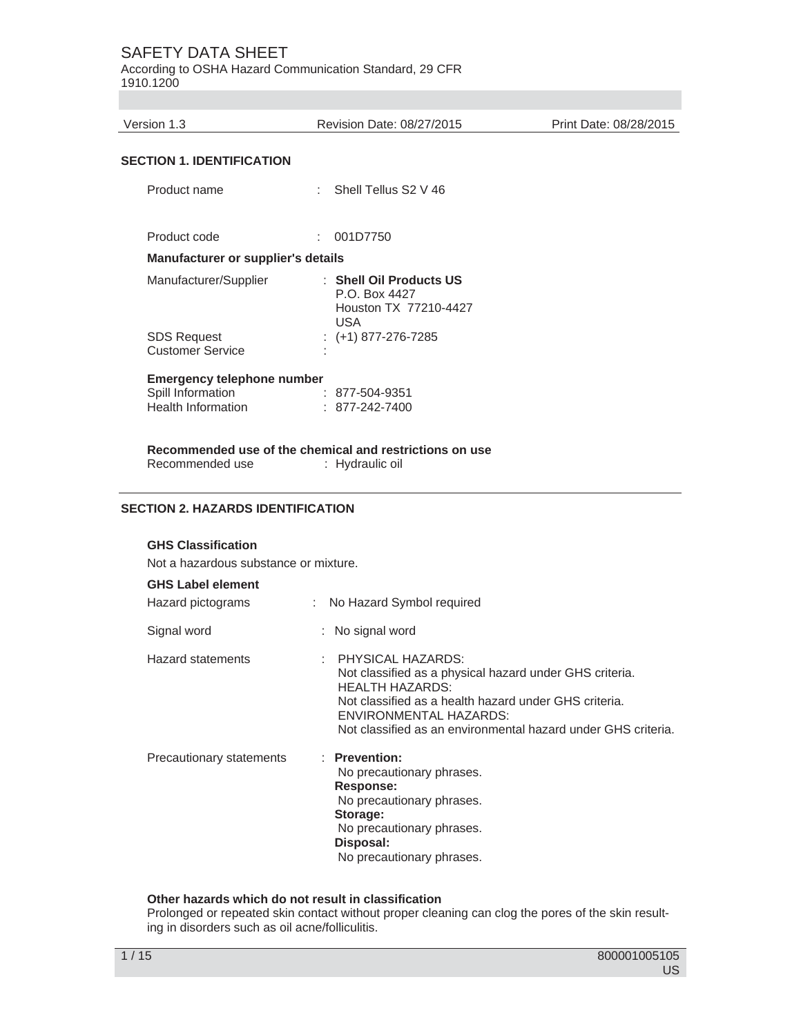# SAFETY DATA SHEET

According to OSHA Hazard Communication Standard, 29 CFR 1910.1200

| Version 1.3 | Revision Date: 08/27/2015 | Print Date: 08/28/2015 |
|---|---|---|

## SECTION 1. IDENTIFICATION

Product name : Shell Tellus S2 V 46

Product code : 001D7750

**Manufacturer or supplier's details**

Manufacturer/Supplier : **Shell Oil Products US**
P.O. Box 4427
Houston TX 77210-4427
USA

SDS Request : (+1) 877-276-7285

Customer Service :

**Emergency telephone number**

Spill Information : 877-504-9351

Health Information : 877-242-7400

**Recommended use of the chemical and restrictions on use**

Recommended use : Hydraulic oil

## SECTION 2. HAZARDS IDENTIFICATION

**GHS Classification**

Not a hazardous substance or mixture.

**GHS Label element**

Hazard pictograms : No Hazard Symbol required

Signal word : No signal word

Hazard statements : PHYSICAL HAZARDS:
Not classified as a physical hazard under GHS criteria.
HEALTH HAZARDS:
Not classified as a health hazard under GHS criteria.
ENVIRONMENTAL HAZARDS:
Not classified as an environmental hazard under GHS criteria.

Precautionary statements : **Prevention:**
No precautionary phrases.
**Response:**
No precautionary phrases.
**Storage:**
No precautionary phrases.
**Disposal:**
No precautionary phrases.

**Other hazards which do not result in classification**

Prolonged or repeated skin contact without proper cleaning can clog the pores of the skin resulting in disorders such as oil acne/folliculitis.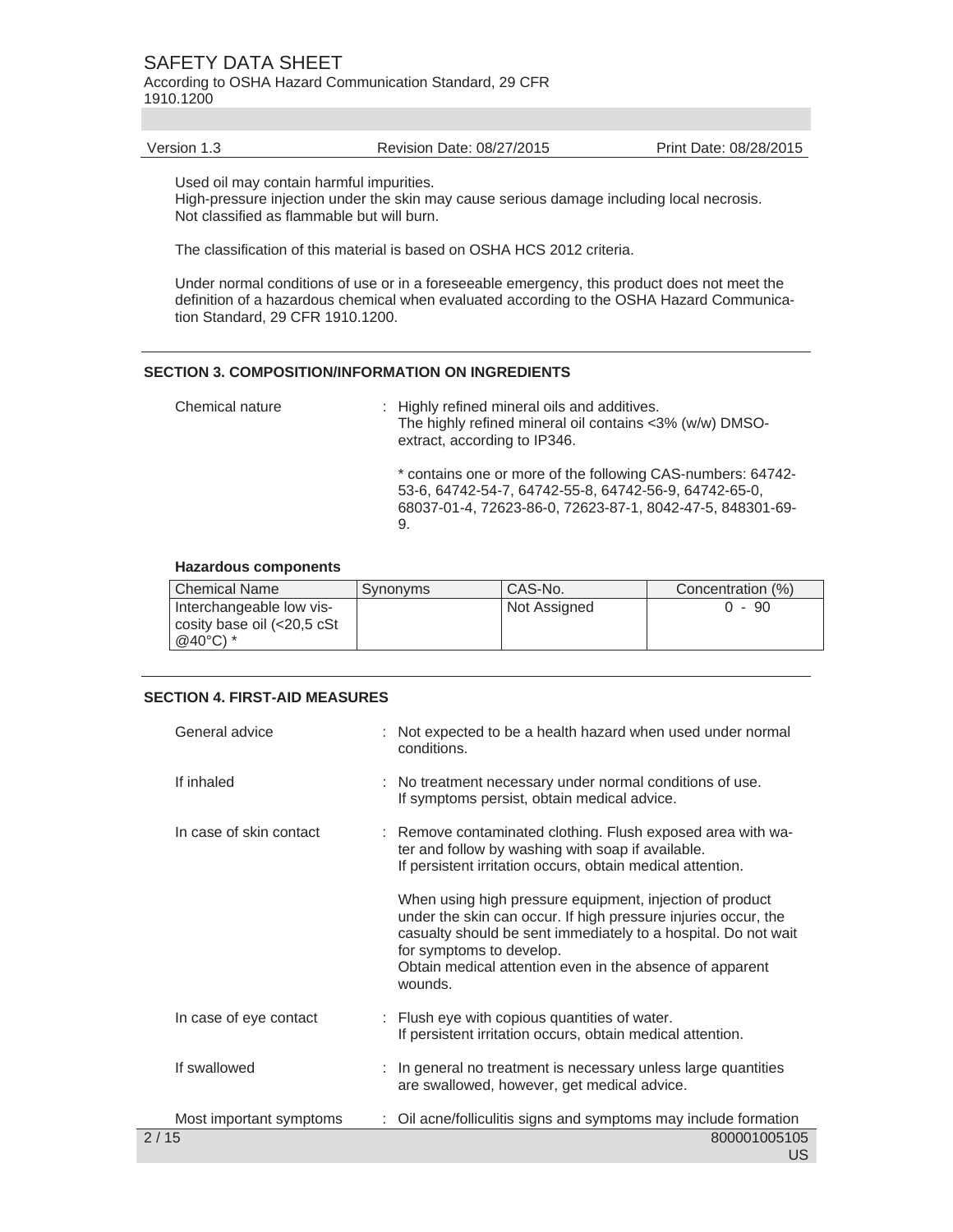Used oil may contain harmful impurities.
High-pressure injection under the skin may cause serious damage including local necrosis.
Not classified as flammable but will burn.

The classification of this material is based on OSHA HCS 2012 criteria.

Under normal conditions of use or in a foreseeable emergency, this product does not meet the definition of a hazardous chemical when evaluated according to the OSHA Hazard Communication Standard, 29 CFR 1910.1200.

## SECTION 3. COMPOSITION/INFORMATION ON INGREDIENTS

Chemical nature : Highly refined mineral oils and additives.
The highly refined mineral oil contains <3% (w/w) DMSO-extract, according to IP346.

* contains one or more of the following CAS-numbers: 64742-53-6, 64742-54-7, 64742-55-8, 64742-56-9, 64742-65-0, 68037-01-4, 72623-86-0, 72623-87-1, 8042-47-5, 848301-69-9.

**Hazardous components**

| Chemical Name | Synonyms | CAS-No. | Concentration (%) |
|---|---|---|---|
| Interchangeable low viscosity base oil (<20,5 cSt @40°C) * | | Not Assigned | 0 - 90 |

## SECTION 4. FIRST-AID MEASURES

General advice : Not expected to be a health hazard when used under normal conditions.

If inhaled : No treatment necessary under normal conditions of use.
If symptoms persist, obtain medical advice.

In case of skin contact : Remove contaminated clothing. Flush exposed area with water and follow by washing with soap if available.
If persistent irritation occurs, obtain medical attention.

When using high pressure equipment, injection of product under the skin can occur. If high pressure injuries occur, the casualty should be sent immediately to a hospital. Do not wait for symptoms to develop.
Obtain medical attention even in the absence of apparent wounds.

In case of eye contact : Flush eye with copious quantities of water.
If persistent irritation occurs, obtain medical attention.

If swallowed : In general no treatment is necessary unless large quantities are swallowed, however, get medical advice.

Most important symptoms : Oil acne/folliculitis signs and symptoms may include formation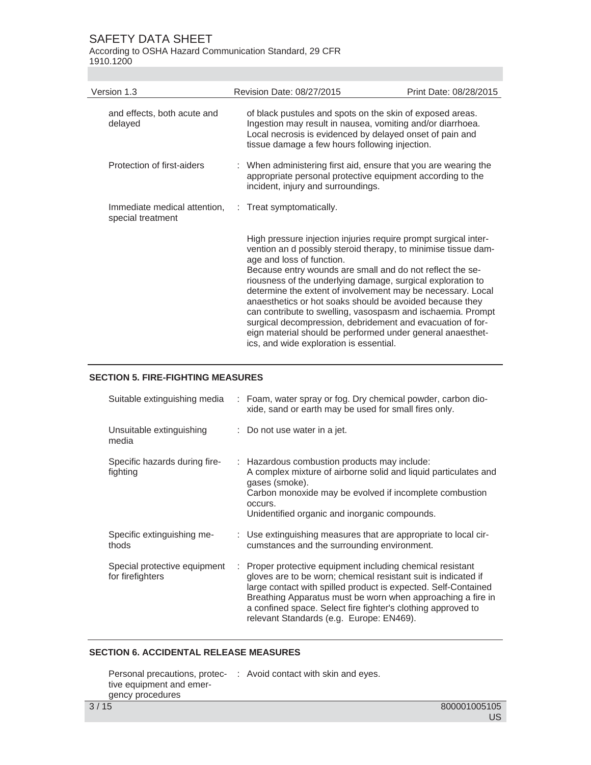| | |
|---|---|
| and effects, both acute and delayed | of black pustules and spots on the skin of exposed areas. Ingestion may result in nausea, vomiting and/or diarrhoea. Local necrosis is evidenced by delayed onset of pain and tissue damage a few hours following injection. |
| Protection of first-aiders | : When administering first aid, ensure that you are wearing the appropriate personal protective equipment according to the incident, injury and surroundings. |
| Immediate medical attention, special treatment | : Treat symptomatically.<br><br>High pressure injection injuries require prompt surgical intervention an d possibly steroid therapy, to minimise tissue damage and loss of function.<br>Because entry wounds are small and do not reflect the seriousness of the underlying damage, surgical exploration to determine the extent of involvement may be necessary. Local anaesthetics or hot soaks should be avoided because they can contribute to swelling, vasospasm and ischaemia. Prompt surgical decompression, debridement and evacuation of foreign material should be performed under general anaesthetics, and wide exploration is essential. |

## SECTION 5. FIRE-FIGHTING MEASURES

| | |
|---|---|
| Suitable extinguishing media | : Foam, water spray or fog. Dry chemical powder, carbon dioxide, sand or earth may be used for small fires only. |
| Unsuitable extinguishing media | : Do not use water in a jet. |
| Specific hazards during firefighting | : Hazardous combustion products may include:<br>A complex mixture of airborne solid and liquid particulates and gases (smoke).<br>Carbon monoxide may be evolved if incomplete combustion occurs.<br>Unidentified organic and inorganic compounds. |
| Specific extinguishing methods | : Use extinguishing measures that are appropriate to local circumstances and the surrounding environment. |
| Special protective equipment for firefighters | : Proper protective equipment including chemical resistant gloves are to be worn; chemical resistant suit is indicated if large contact with spilled product is expected. Self-Contained Breathing Apparatus must be worn when approaching a fire in a confined space. Select fire fighter's clothing approved to relevant Standards (e.g. Europe: EN469). |

## SECTION 6. ACCIDENTAL RELEASE MEASURES

| | |
|---|---|
| Personal precautions, protective equipment and emergency procedures | : Avoid contact with skin and eyes. |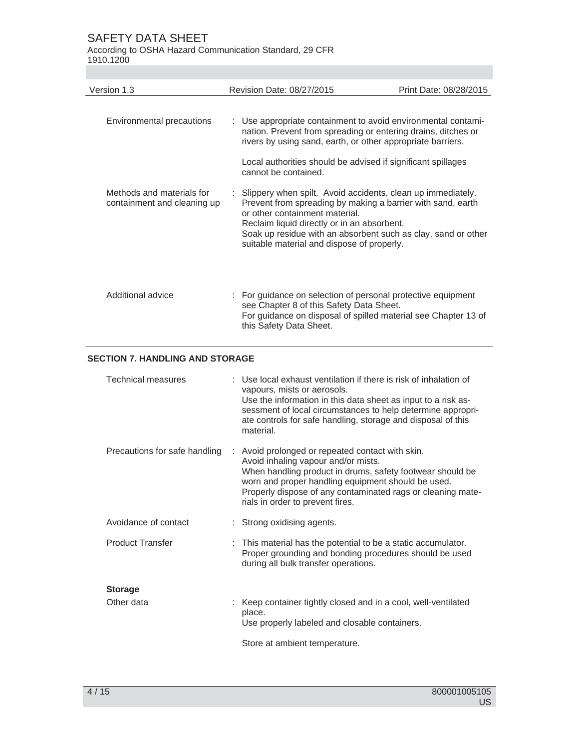| | |
|---|---|
| Environmental precautions | : Use appropriate containment to avoid environmental contamination. Prevent from spreading or entering drains, ditches or rivers by using sand, earth, or other appropriate barriers.<br><br>Local authorities should be advised if significant spillages cannot be contained. |
| Methods and materials for containment and cleaning up | : Slippery when spilt. Avoid accidents, clean up immediately. Prevent from spreading by making a barrier with sand, earth or other containment material.<br>Reclaim liquid directly or in an absorbent.<br>Soak up residue with an absorbent such as clay, sand or other suitable material and dispose of properly. |
| Additional advice | : For guidance on selection of personal protective equipment see Chapter 8 of this Safety Data Sheet.<br>For guidance on disposal of spilled material see Chapter 13 of this Safety Data Sheet. |

## SECTION 7. HANDLING AND STORAGE

| | |
|---|---|
| Technical measures | : Use local exhaust ventilation if there is risk of inhalation of vapours, mists or aerosols.<br>Use the information in this data sheet as input to a risk assessment of local circumstances to help determine appropriate controls for safe handling, storage and disposal of this material. |
| Precautions for safe handling | : Avoid prolonged or repeated contact with skin.<br>Avoid inhaling vapour and/or mists.<br>When handling product in drums, safety footwear should be worn and proper handling equipment should be used.<br>Properly dispose of any contaminated rags or cleaning materials in order to prevent fires. |
| Avoidance of contact | : Strong oxidising agents. |
| Product Transfer | : This material has the potential to be a static accumulator. Proper grounding and bonding procedures should be used during all bulk transfer operations. |

**Storage**

| | |
|---|---|
| Other data | : Keep container tightly closed and in a cool, well-ventilated place.<br>Use properly labeled and closable containers.<br><br>Store at ambient temperature. |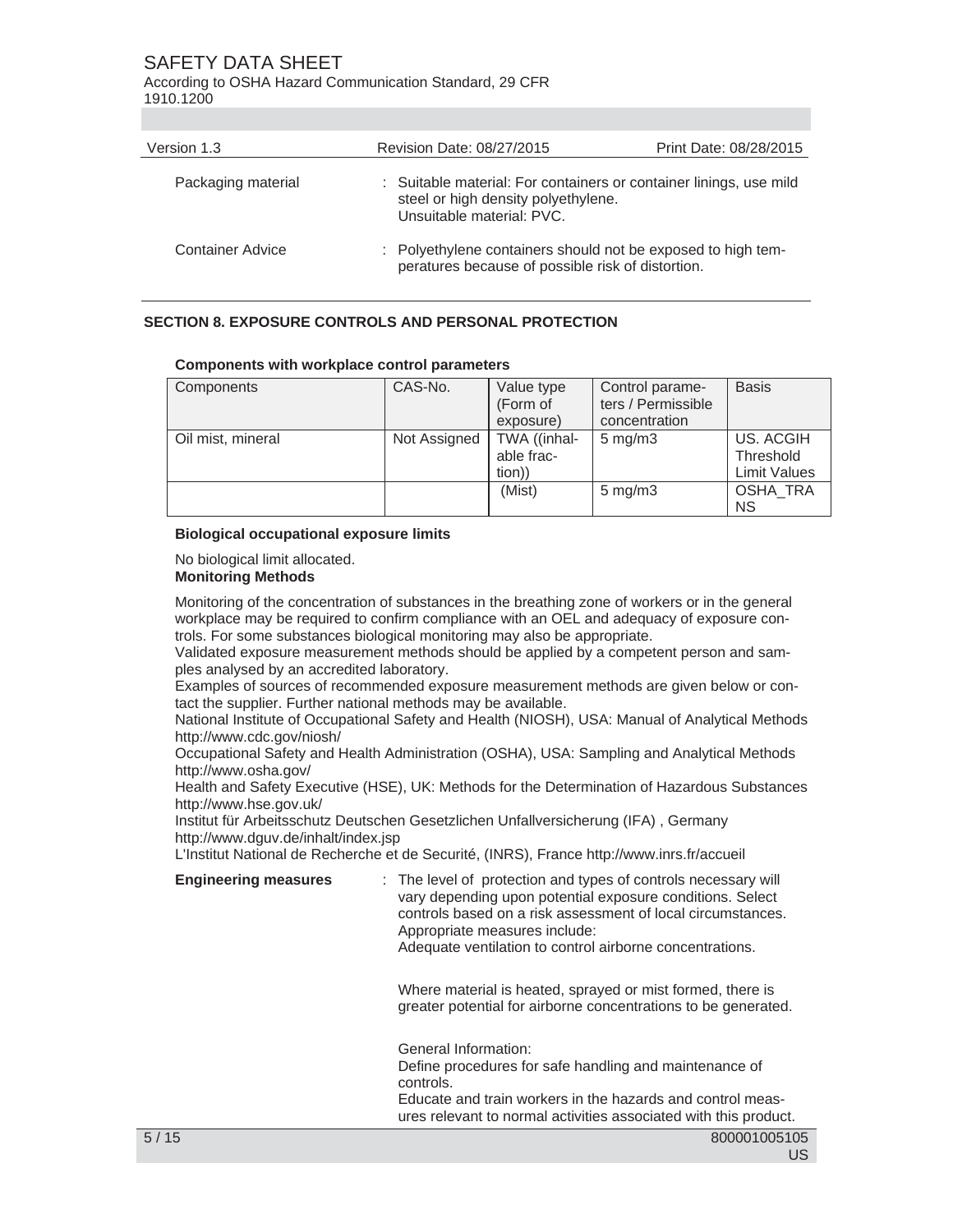| | |
|---|---|
| Packaging material | : Suitable material: For containers or container linings, use mild steel or high density polyethylene. Unsuitable material: PVC. |
| Container Advice | : Polyethylene containers should not be exposed to high temperatures because of possible risk of distortion. |

## SECTION 8. EXPOSURE CONTROLS AND PERSONAL PROTECTION

**Components with workplace control parameters**

| Components | CAS-No. | Value type (Form of exposure) | Control parameters / Permissible concentration | Basis |
|---|---|---|---|---|
| Oil mist, mineral | Not Assigned | TWA ((inhalable fraction)) | 5 mg/m3 | US. ACGIH Threshold Limit Values |
| | | (Mist) | 5 mg/m3 | OSHA_TRANS |

**Biological occupational exposure limits**

No biological limit allocated.

**Monitoring Methods**

Monitoring of the concentration of substances in the breathing zone of workers or in the general workplace may be required to confirm compliance with an OEL and adequacy of exposure controls. For some substances biological monitoring may also be appropriate.
Validated exposure measurement methods should be applied by a competent person and samples analysed by an accredited laboratory.
Examples of sources of recommended exposure measurement methods are given below or contact the supplier. Further national methods may be available.
National Institute of Occupational Safety and Health (NIOSH), USA: Manual of Analytical Methods http://www.cdc.gov/niosh/
Occupational Safety and Health Administration (OSHA), USA: Sampling and Analytical Methods http://www.osha.gov/
Health and Safety Executive (HSE), UK: Methods for the Determination of Hazardous Substances http://www.hse.gov.uk/
Institut für Arbeitsschutz Deutschen Gesetzlichen Unfallversicherung (IFA) , Germany http://www.dguv.de/inhalt/index.jsp
L'Institut National de Recherche et de Securité, (INRS), France http://www.inrs.fr/accueil

**Engineering measures** : The level of protection and types of controls necessary will vary depending upon potential exposure conditions. Select controls based on a risk assessment of local circumstances. Appropriate measures include:
Adequate ventilation to control airborne concentrations.

Where material is heated, sprayed or mist formed, there is greater potential for airborne concentrations to be generated.

General Information:
Define procedures for safe handling and maintenance of controls.
Educate and train workers in the hazards and control measures relevant to normal activities associated with this product.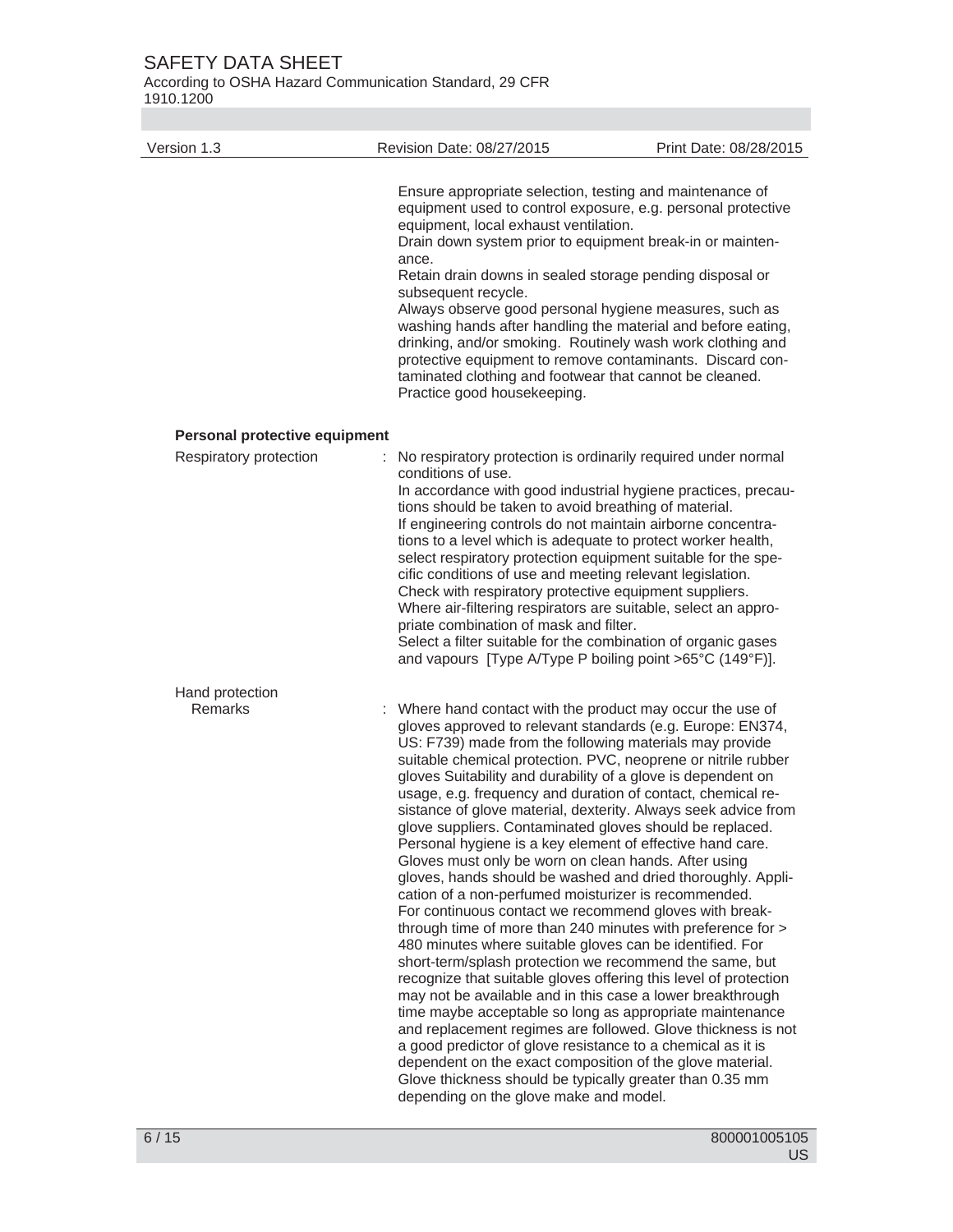Ensure appropriate selection, testing and maintenance of equipment used to control exposure, e.g. personal protective equipment, local exhaust ventilation.
Drain down system prior to equipment break-in or maintenance.
Retain drain downs in sealed storage pending disposal or subsequent recycle.
Always observe good personal hygiene measures, such as washing hands after handling the material and before eating, drinking, and/or smoking. Routinely wash work clothing and protective equipment to remove contaminants. Discard contaminated clothing and footwear that cannot be cleaned. Practice good housekeeping.

**Personal protective equipment**

Respiratory protection : No respiratory protection is ordinarily required under normal conditions of use.
In accordance with good industrial hygiene practices, precautions should be taken to avoid breathing of material.
If engineering controls do not maintain airborne concentrations to a level which is adequate to protect worker health, select respiratory protection equipment suitable for the specific conditions of use and meeting relevant legislation.
Check with respiratory protective equipment suppliers.
Where air-filtering respirators are suitable, select an appropriate combination of mask and filter.
Select a filter suitable for the combination of organic gases and vapours [Type A/Type P boiling point >65°C (149°F)].

Hand protection

Remarks : Where hand contact with the product may occur the use of gloves approved to relevant standards (e.g. Europe: EN374, US: F739) made from the following materials may provide suitable chemical protection. PVC, neoprene or nitrile rubber gloves Suitability and durability of a glove is dependent on usage, e.g. frequency and duration of contact, chemical resistance of glove material, dexterity. Always seek advice from glove suppliers. Contaminated gloves should be replaced. Personal hygiene is a key element of effective hand care. Gloves must only be worn on clean hands. After using gloves, hands should be washed and dried thoroughly. Application of a non-perfumed moisturizer is recommended.
For continuous contact we recommend gloves with breakthrough time of more than 240 minutes with preference for > 480 minutes where suitable gloves can be identified. For short-term/splash protection we recommend the same, but recognize that suitable gloves offering this level of protection may not be available and in this case a lower breakthrough time maybe acceptable so long as appropriate maintenance and replacement regimes are followed. Glove thickness is not a good predictor of glove resistance to a chemical as it is dependent on the exact composition of the glove material. Glove thickness should be typically greater than 0.35 mm depending on the glove make and model.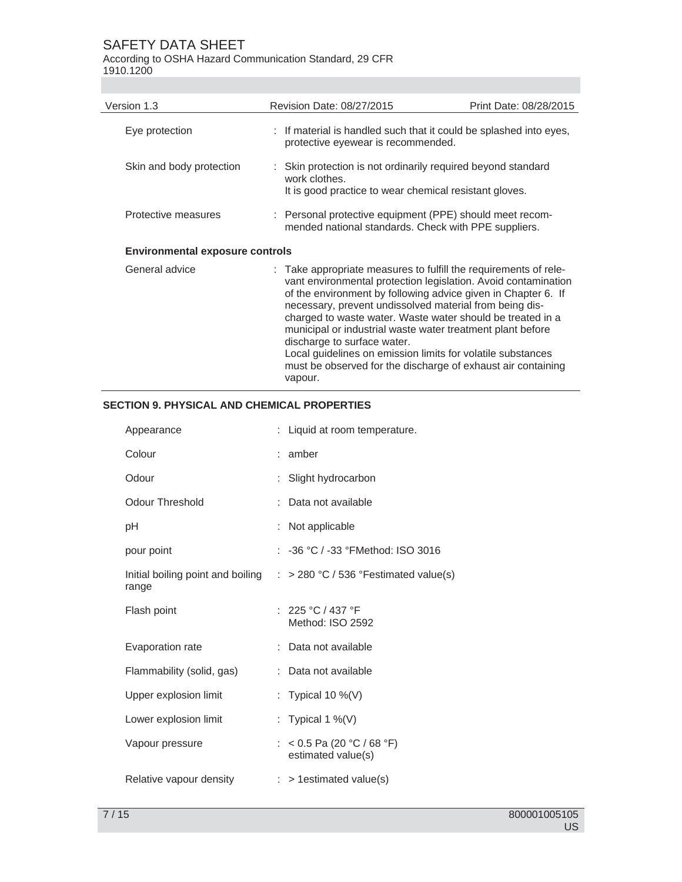| | |
|---|---|
| Eye protection | : If material is handled such that it could be splashed into eyes, protective eyewear is recommended. |
| Skin and body protection | : Skin protection is not ordinarily required beyond standard work clothes.<br>It is good practice to wear chemical resistant gloves. |
| Protective measures | : Personal protective equipment (PPE) should meet recommended national standards. Check with PPE suppliers. |

**Environmental exposure controls**

| | |
|---|---|
| General advice | : Take appropriate measures to fulfill the requirements of relevant environmental protection legislation. Avoid contamination of the environment by following advice given in Chapter 6. If necessary, prevent undissolved material from being discharged to waste water. Waste water should be treated in a municipal or industrial waste water treatment plant before discharge to surface water.<br>Local guidelines on emission limits for volatile substances must be observed for the discharge of exhaust air containing vapour. |

## SECTION 9. PHYSICAL AND CHEMICAL PROPERTIES

| | |
|---|---|
| Appearance | : Liquid at room temperature. |
| Colour | : amber |
| Odour | : Slight hydrocarbon |
| Odour Threshold | : Data not available |
| pH | : Not applicable |
| pour point | : -36 °C / -33 °FMethod: ISO 3016 |
| Initial boiling point and boiling range | : > 280 °C / 536 °Festimated value(s) |
| Flash point | : 225 °C / 437 °F<br>Method: ISO 2592 |
| Evaporation rate | : Data not available |
| Flammability (solid, gas) | : Data not available |
| Upper explosion limit | : Typical 10 %(V) |
| Lower explosion limit | : Typical 1 %(V) |
| Vapour pressure | : < 0.5 Pa (20 °C / 68 °F)<br>estimated value(s) |
| Relative vapour density | : > 1estimated value(s) |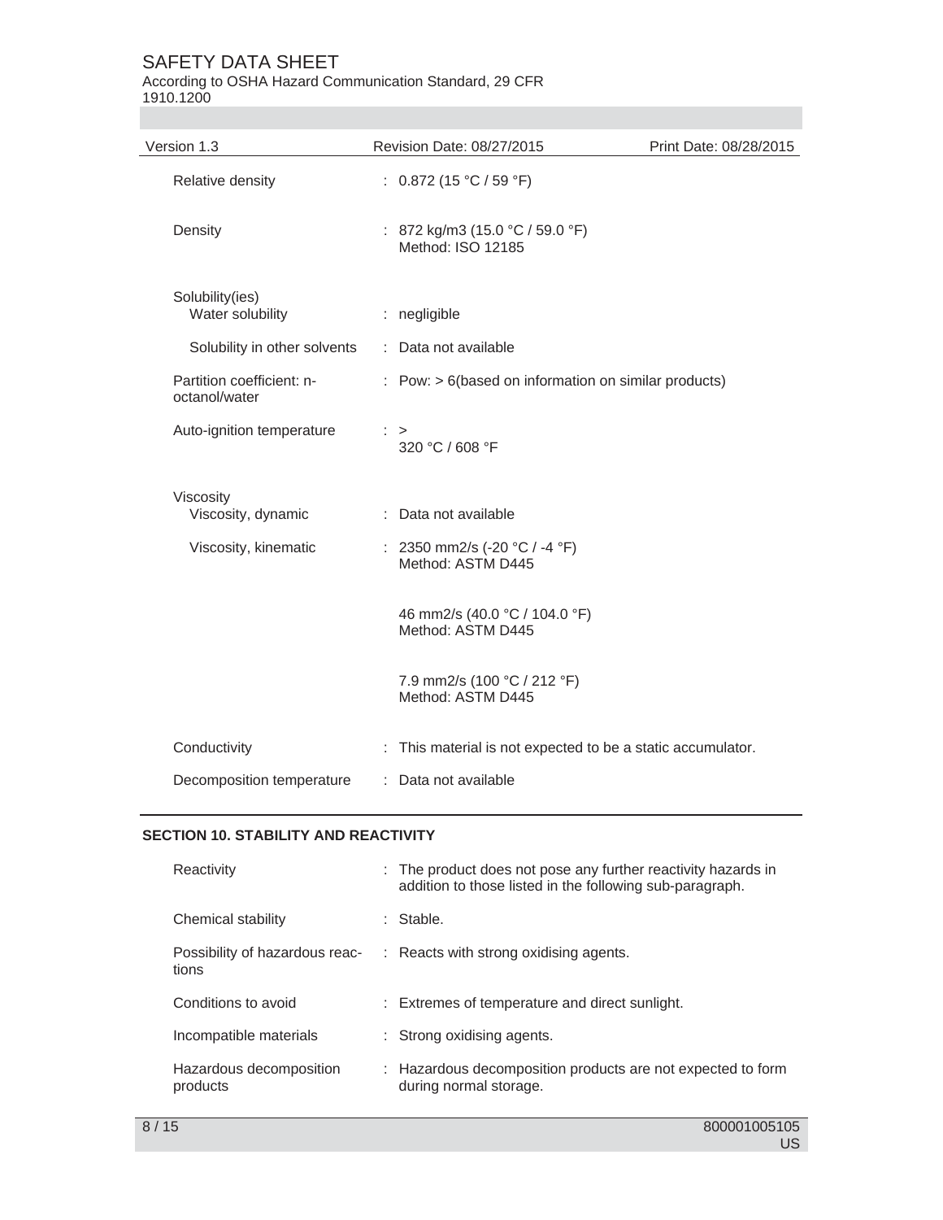| | |
|---|---|
| Relative density | : 0.872 (15 °C / 59 °F) |
| Density | : 872 kg/m3 (15.0 °C / 59.0 °F)<br>Method: ISO 12185 |
| Solubility(ies)<br>Water solubility | : negligible |
| Solubility in other solvents | : Data not available |
| Partition coefficient: n-octanol/water | : Pow: > 6(based on information on similar products) |
| Auto-ignition temperature | : ><br>320 °C / 608 °F |
| Viscosity<br>Viscosity, dynamic | : Data not available |
| Viscosity, kinematic | : 2350 mm2/s (-20 °C / -4 °F)<br>Method: ASTM D445 |
| | 46 mm2/s (40.0 °C / 104.0 °F)<br>Method: ASTM D445 |
| | 7.9 mm2/s (100 °C / 212 °F)<br>Method: ASTM D445 |
| Conductivity | : This material is not expected to be a static accumulator. |
| Decomposition temperature | : Data not available |

## SECTION 10. STABILITY AND REACTIVITY

| | |
|---|---|
| Reactivity | : The product does not pose any further reactivity hazards in addition to those listed in the following sub-paragraph. |
| Chemical stability | : Stable. |
| Possibility of hazardous reactions | : Reacts with strong oxidising agents. |
| Conditions to avoid | : Extremes of temperature and direct sunlight. |
| Incompatible materials | : Strong oxidising agents. |
| Hazardous decomposition products | : Hazardous decomposition products are not expected to form during normal storage. |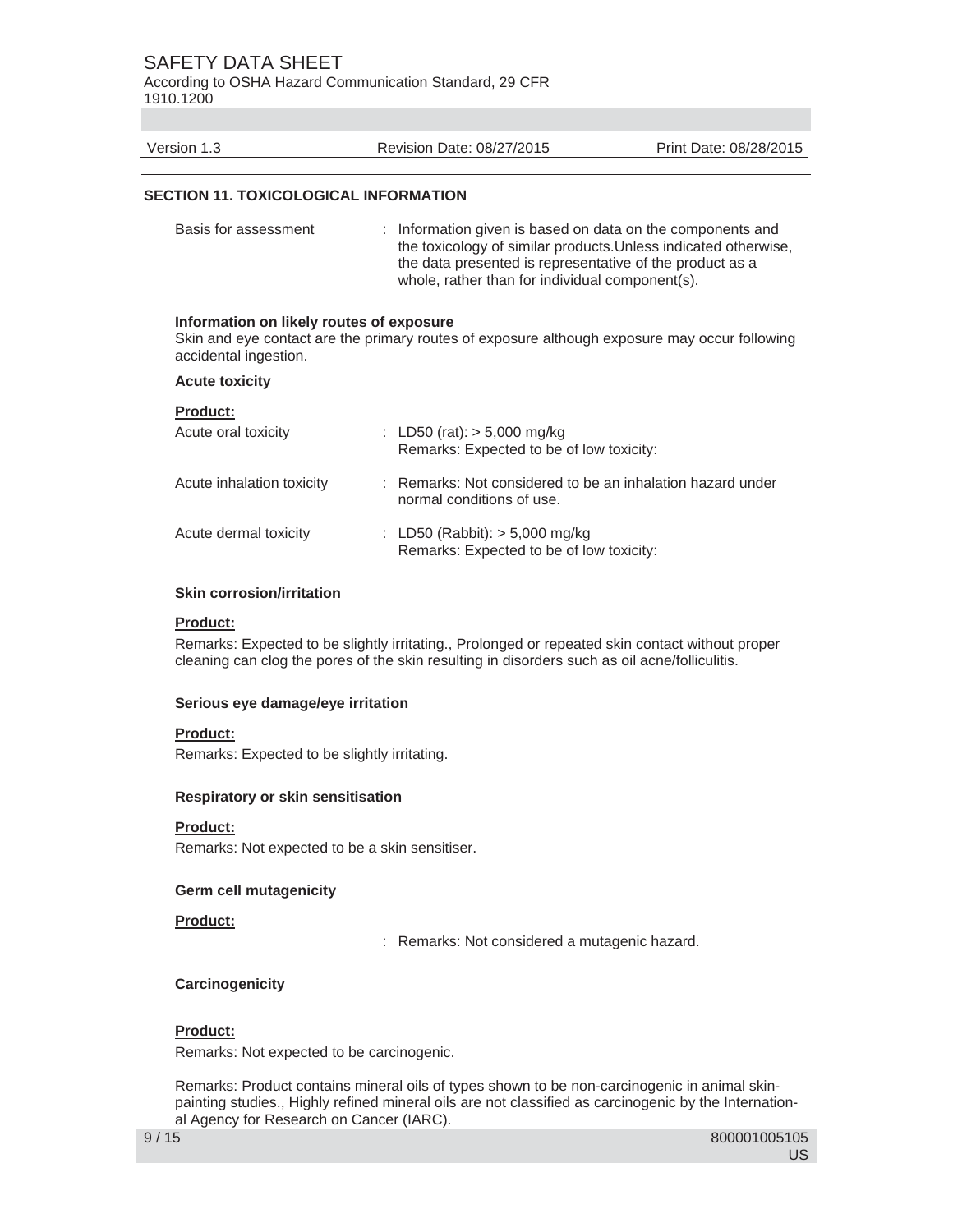## SECTION 11. TOXICOLOGICAL INFORMATION

Basis for assessment : Information given is based on data on the components and the toxicology of similar products.Unless indicated otherwise, the data presented is representative of the product as a whole, rather than for individual component(s).

**Information on likely routes of exposure**

Skin and eye contact are the primary routes of exposure although exposure may occur following accidental ingestion.

**Acute toxicity**

**Product:**

Acute oral toxicity : LD50 (rat): > 5,000 mg/kg
Remarks: Expected to be of low toxicity:

Acute inhalation toxicity : Remarks: Not considered to be an inhalation hazard under normal conditions of use.

Acute dermal toxicity : LD50 (Rabbit): > 5,000 mg/kg
Remarks: Expected to be of low toxicity:

**Skin corrosion/irritation**

**Product:**

Remarks: Expected to be slightly irritating., Prolonged or repeated skin contact without proper cleaning can clog the pores of the skin resulting in disorders such as oil acne/folliculitis.

**Serious eye damage/eye irritation**

**Product:**

Remarks: Expected to be slightly irritating.

**Respiratory or skin sensitisation**

**Product:**

Remarks: Not expected to be a skin sensitiser.

**Germ cell mutagenicity**

**Product:**

: Remarks: Not considered a mutagenic hazard.

**Carcinogenicity**

**Product:**

Remarks: Not expected to be carcinogenic.

Remarks: Product contains mineral oils of types shown to be non-carcinogenic in animal skin-painting studies., Highly refined mineral oils are not classified as carcinogenic by the International Agency for Research on Cancer (IARC).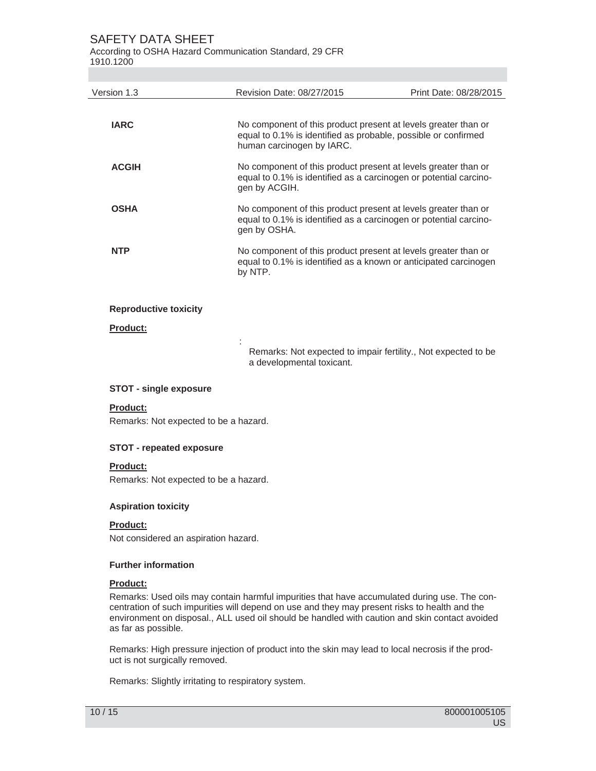| | |
|---|---|
| **IARC** | No component of this product present at levels greater than or equal to 0.1% is identified as probable, possible or confirmed human carcinogen by IARC. |
| **ACGIH** | No component of this product present at levels greater than or equal to 0.1% is identified as a carcinogen or potential carcinogen by ACGIH. |
| **OSHA** | No component of this product present at levels greater than or equal to 0.1% is identified as a carcinogen or potential carcinogen by OSHA. |
| **NTP** | No component of this product present at levels greater than or equal to 0.1% is identified as a known or anticipated carcinogen by NTP. |

**Reproductive toxicity**

**Product:**

: Remarks: Not expected to impair fertility., Not expected to be a developmental toxicant.

**STOT - single exposure**

**Product:**

Remarks: Not expected to be a hazard.

**STOT - repeated exposure**

**Product:**

Remarks: Not expected to be a hazard.

**Aspiration toxicity**

**Product:**

Not considered an aspiration hazard.

**Further information**

**Product:**

Remarks: Used oils may contain harmful impurities that have accumulated during use. The concentration of such impurities will depend on use and they may present risks to health and the environment on disposal., ALL used oil should be handled with caution and skin contact avoided as far as possible.

Remarks: High pressure injection of product into the skin may lead to local necrosis if the product is not surgically removed.

Remarks: Slightly irritating to respiratory system.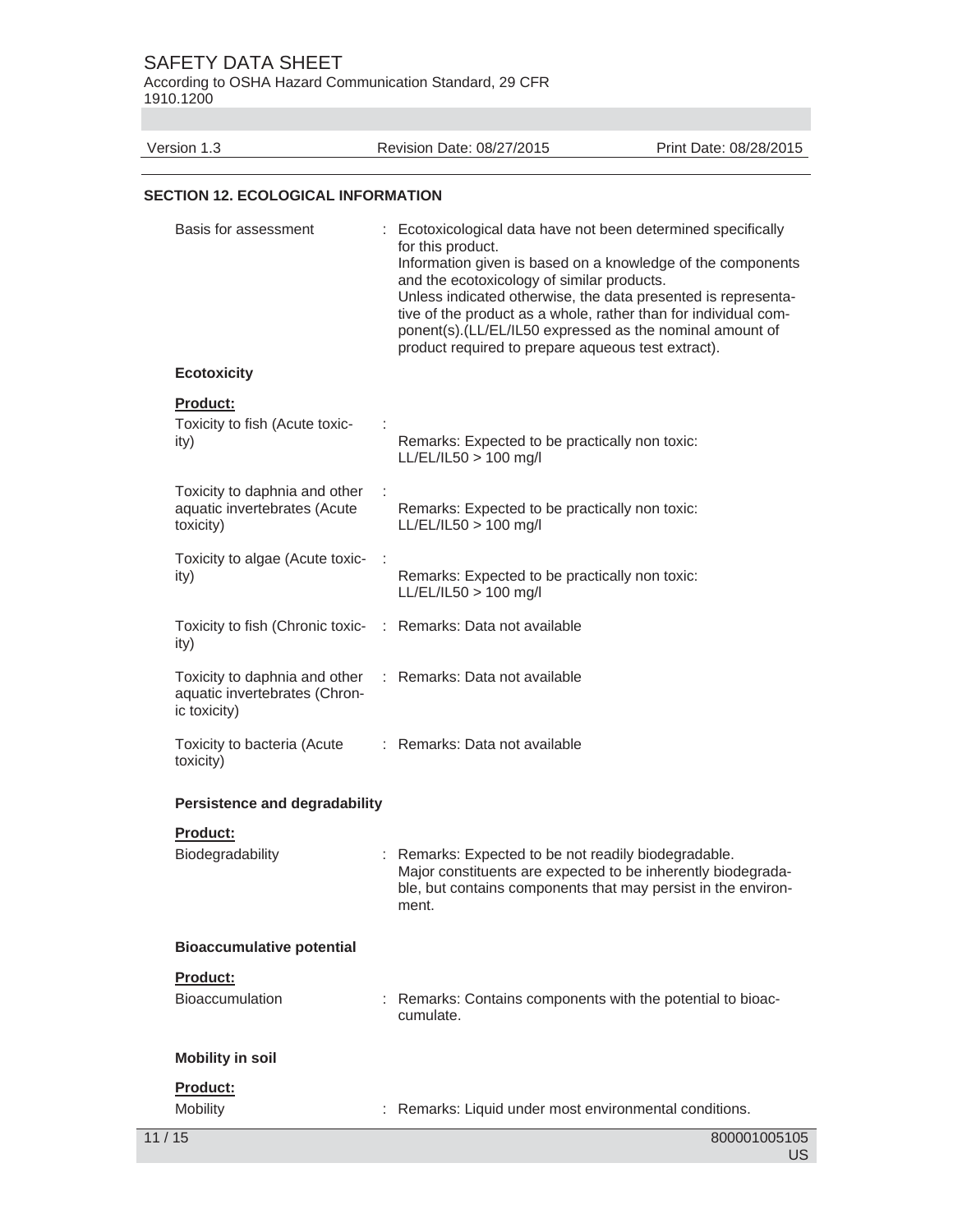## SECTION 12. ECOLOGICAL INFORMATION

Basis for assessment : Ecotoxicological data have not been determined specifically for this product.
Information given is based on a knowledge of the components and the ecotoxicology of similar products.
Unless indicated otherwise, the data presented is representative of the product as a whole, rather than for individual component(s).(LL/EL/IL50 expressed as the nominal amount of product required to prepare aqueous test extract).

### Ecotoxicity

**Product:**

Toxicity to fish (Acute toxicity) :
Remarks: Expected to be practically non toxic:
LL/EL/IL50 > 100 mg/l

Toxicity to daphnia and other aquatic invertebrates (Acute toxicity) :
Remarks: Expected to be practically non toxic:
LL/EL/IL50 > 100 mg/l

Toxicity to algae (Acute toxicity) :
Remarks: Expected to be practically non toxic:
LL/EL/IL50 > 100 mg/l

Toxicity to fish (Chronic toxicity) : Remarks: Data not available

Toxicity to daphnia and other aquatic invertebrates (Chronic toxicity) : Remarks: Data not available

Toxicity to bacteria (Acute toxicity) : Remarks: Data not available

### Persistence and degradability

**Product:**

Biodegradability : Remarks: Expected to be not readily biodegradable.
Major constituents are expected to be inherently biodegradable, but contains components that may persist in the environment.

### Bioaccumulative potential

**Product:**

Bioaccumulation : Remarks: Contains components with the potential to bioaccumulate.

### Mobility in soil

**Product:**

Mobility : Remarks: Liquid under most environmental conditions.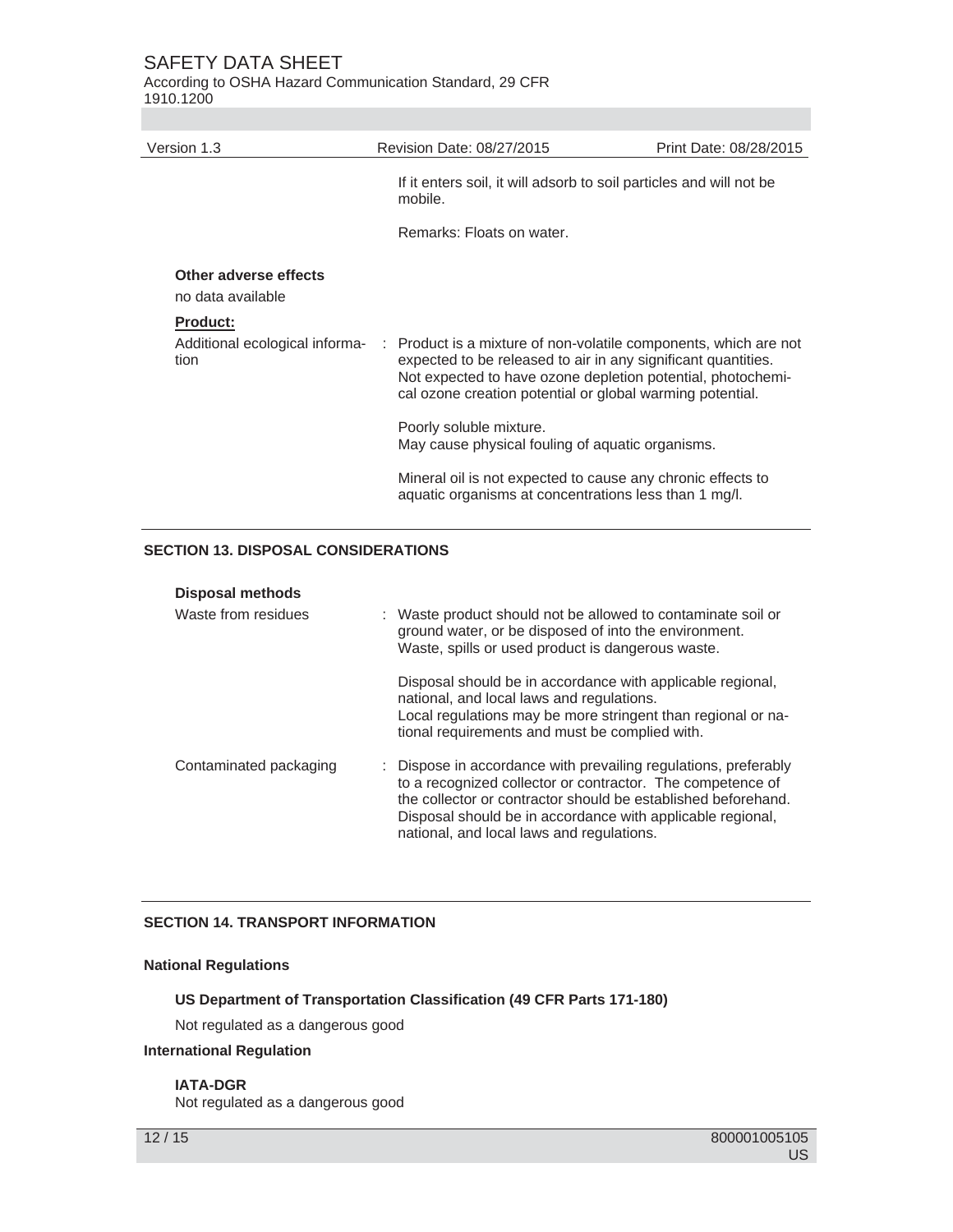If it enters soil, it will adsorb to soil particles and will not be mobile.

Remarks: Floats on water.

**Other adverse effects**

no data available

**Product:**

Additional ecological information : Product is a mixture of non-volatile components, which are not expected to be released to air in any significant quantities. Not expected to have ozone depletion potential, photochemical ozone creation potential or global warming potential.

Poorly soluble mixture.
May cause physical fouling of aquatic organisms.

Mineral oil is not expected to cause any chronic effects to aquatic organisms at concentrations less than 1 mg/l.

## SECTION 13. DISPOSAL CONSIDERATIONS

**Disposal methods**

Waste from residues : Waste product should not be allowed to contaminate soil or ground water, or be disposed of into the environment. Waste, spills or used product is dangerous waste.

Disposal should be in accordance with applicable regional, national, and local laws and regulations.
Local regulations may be more stringent than regional or national requirements and must be complied with.

Contaminated packaging : Dispose in accordance with prevailing regulations, preferably to a recognized collector or contractor. The competence of the collector or contractor should be established beforehand. Disposal should be in accordance with applicable regional, national, and local laws and regulations.

## SECTION 14. TRANSPORT INFORMATION

**National Regulations**

**US Department of Transportation Classification (49 CFR Parts 171-180)**

Not regulated as a dangerous good

**International Regulation**

**IATA-DGR**
Not regulated as a dangerous good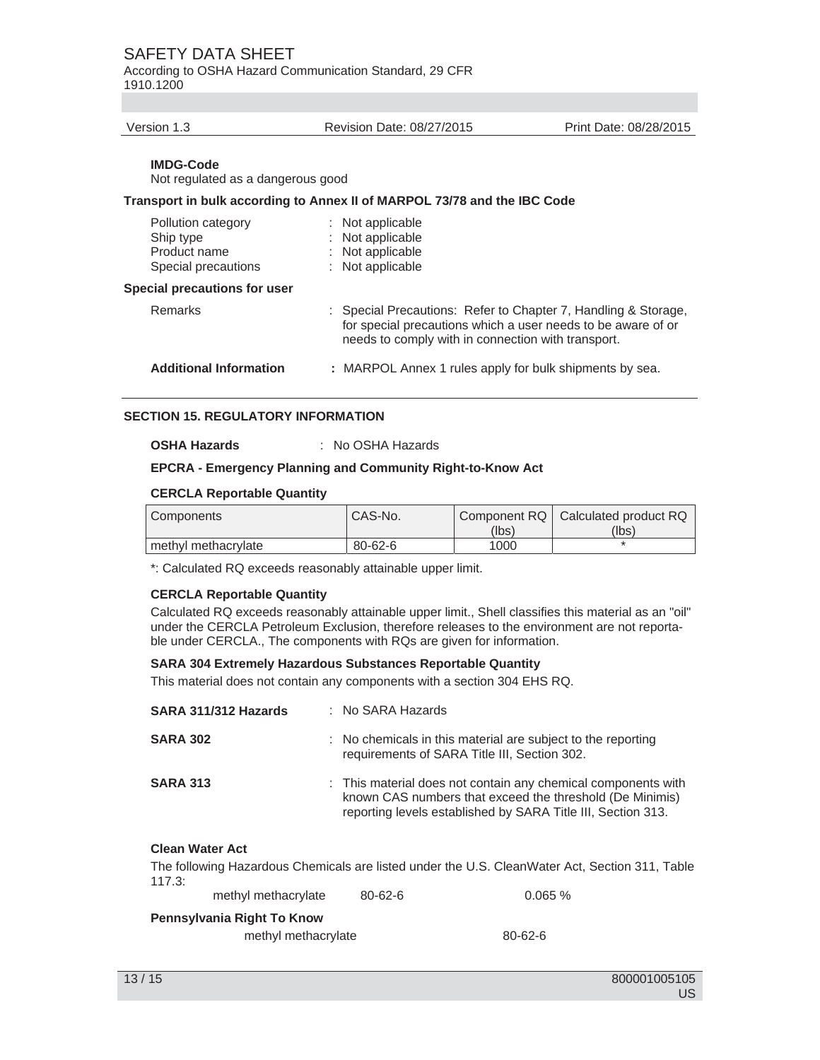**IMDG-Code**

Not regulated as a dangerous good

**Transport in bulk according to Annex II of MARPOL 73/78 and the IBC Code**

| | |
|---|---|
| Pollution category | : Not applicable |
| Ship type | : Not applicable |
| Product name | : Not applicable |
| Special precautions | : Not applicable |

**Special precautions for user**

| | |
|---|---|
| Remarks | : Special Precautions: Refer to Chapter 7, Handling & Storage, for special precautions which a user needs to be aware of or needs to comply with in connection with transport. |
| **Additional Information** | **:** MARPOL Annex 1 rules apply for bulk shipments by sea. |

## SECTION 15. REGULATORY INFORMATION

**OSHA Hazards** : No OSHA Hazards

**EPCRA - Emergency Planning and Community Right-to-Know Act**

**CERCLA Reportable Quantity**

| Components | CAS-No. | Component RQ (lbs) | Calculated product RQ (lbs) |
|---|---|---|---|
| methyl methacrylate | 80-62-6 | 1000 | * |

*: Calculated RQ exceeds reasonably attainable upper limit.

**CERCLA Reportable Quantity**

Calculated RQ exceeds reasonably attainable upper limit., Shell classifies this material as an "oil" under the CERCLA Petroleum Exclusion, therefore releases to the environment are not reportable under CERCLA., The components with RQs are given for information.

**SARA 304 Extremely Hazardous Substances Reportable Quantity**

This material does not contain any components with a section 304 EHS RQ.

| | |
|---|---|
| **SARA 311/312 Hazards** | : No SARA Hazards |
| **SARA 302** | : No chemicals in this material are subject to the reporting requirements of SARA Title III, Section 302. |
| **SARA 313** | : This material does not contain any chemical components with known CAS numbers that exceed the threshold (De Minimis) reporting levels established by SARA Title III, Section 313. |

**Clean Water Act**

The following Hazardous Chemicals are listed under the U.S. CleanWater Act, Section 311, Table 117.3:

| | | |
|---|---|---|
| methyl methacrylate | 80-62-6 | 0.065 % |

**Pennsylvania Right To Know**

| | |
|---|---|
| methyl methacrylate | 80-62-6 |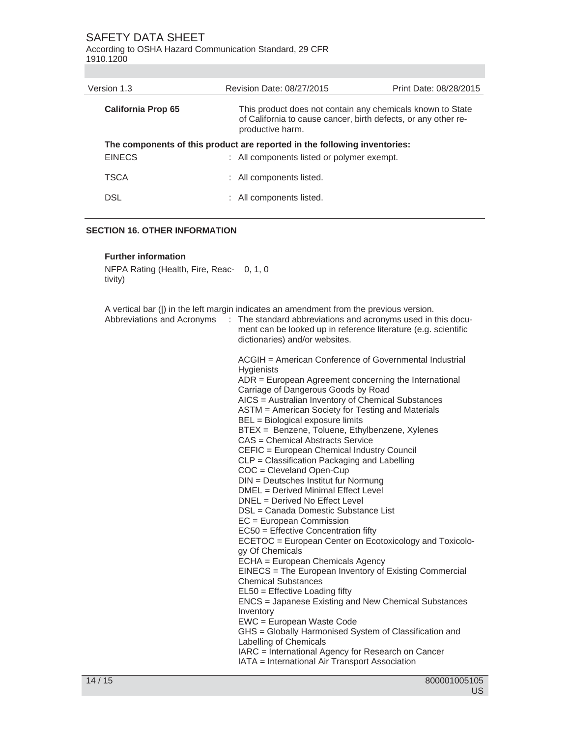| | |
|---|---|
| **California Prop 65** | This product does not contain any chemicals known to State of California to cause cancer, birth defects, or any other reproductive harm. |

**The components of this product are reported in the following inventories:**

| | |
|---|---|
| EINECS | : All components listed or polymer exempt. |
| TSCA | : All components listed. |
| DSL | : All components listed. |

## SECTION 16. OTHER INFORMATION

**Further information**

NFPA Rating (Health, Fire, Reactivity) 0, 1, 0

A vertical bar (|) in the left margin indicates an amendment from the previous version.

Abbreviations and Acronyms : The standard abbreviations and acronyms used in this document can be looked up in reference literature (e.g. scientific dictionaries) and/or websites.

ACGIH = American Conference of Governmental Industrial Hygienists
ADR = European Agreement concerning the International Carriage of Dangerous Goods by Road
AICS = Australian Inventory of Chemical Substances
ASTM = American Society for Testing and Materials
BEL = Biological exposure limits
BTEX = Benzene, Toluene, Ethylbenzene, Xylenes
CAS = Chemical Abstracts Service
CEFIC = European Chemical Industry Council
CLP = Classification Packaging and Labelling
COC = Cleveland Open-Cup
DIN = Deutsches Institut fur Normung
DMEL = Derived Minimal Effect Level
DNEL = Derived No Effect Level
DSL = Canada Domestic Substance List
EC = European Commission
EC50 = Effective Concentration fifty
ECETOC = European Center on Ecotoxicology and Toxicology Of Chemicals
ECHA = European Chemicals Agency
EINECS = The European Inventory of Existing Commercial Chemical Substances
EL50 = Effective Loading fifty
ENCS = Japanese Existing and New Chemical Substances Inventory
EWC = European Waste Code
GHS = Globally Harmonised System of Classification and Labelling of Chemicals
IARC = International Agency for Research on Cancer
IATA = International Air Transport Association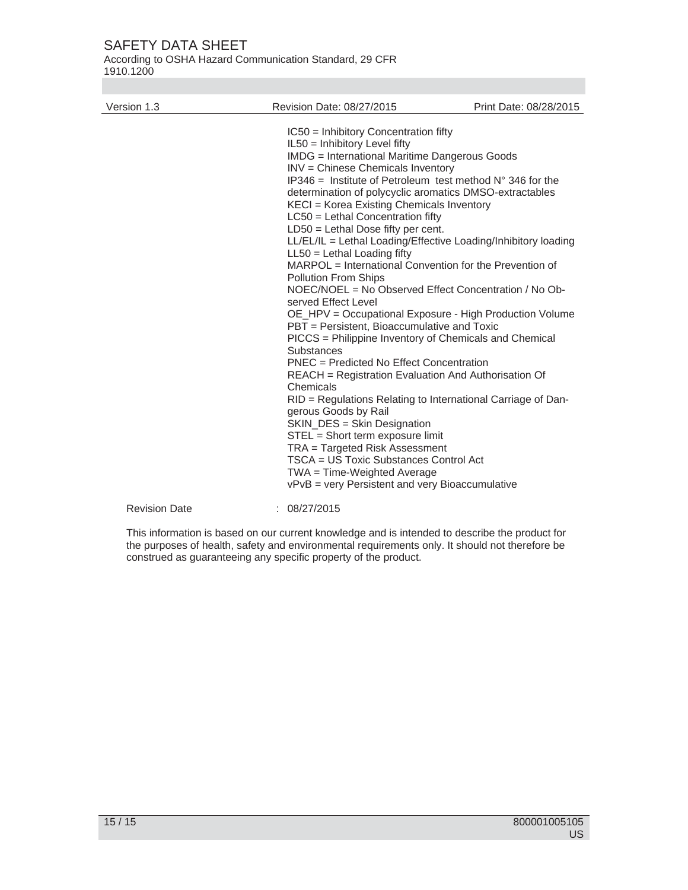IC50 = Inhibitory Concentration fifty
IL50 = Inhibitory Level fifty
IMDG = International Maritime Dangerous Goods
INV = Chinese Chemicals Inventory
IP346 = Institute of Petroleum test method N° 346 for the determination of polycyclic aromatics DMSO-extractables
KECI = Korea Existing Chemicals Inventory
LC50 = Lethal Concentration fifty
LD50 = Lethal Dose fifty per cent.
LL/EL/IL = Lethal Loading/Effective Loading/Inhibitory loading
LL50 = Lethal Loading fifty
MARPOL = International Convention for the Prevention of Pollution From Ships
NOEC/NOEL = No Observed Effect Concentration / No Observed Effect Level
OE_HPV = Occupational Exposure - High Production Volume
PBT = Persistent, Bioaccumulative and Toxic
PICCS = Philippine Inventory of Chemicals and Chemical Substances
PNEC = Predicted No Effect Concentration
REACH = Registration Evaluation And Authorisation Of Chemicals
RID = Regulations Relating to International Carriage of Dangerous Goods by Rail
SKIN_DES = Skin Designation
STEL = Short term exposure limit
TRA = Targeted Risk Assessment
TSCA = US Toxic Substances Control Act
TWA = Time-Weighted Average
vPvB = very Persistent and very Bioaccumulative

Revision Date : 08/27/2015

This information is based on our current knowledge and is intended to describe the product for the purposes of health, safety and environmental requirements only. It should not therefore be construed as guaranteeing any specific property of the product.